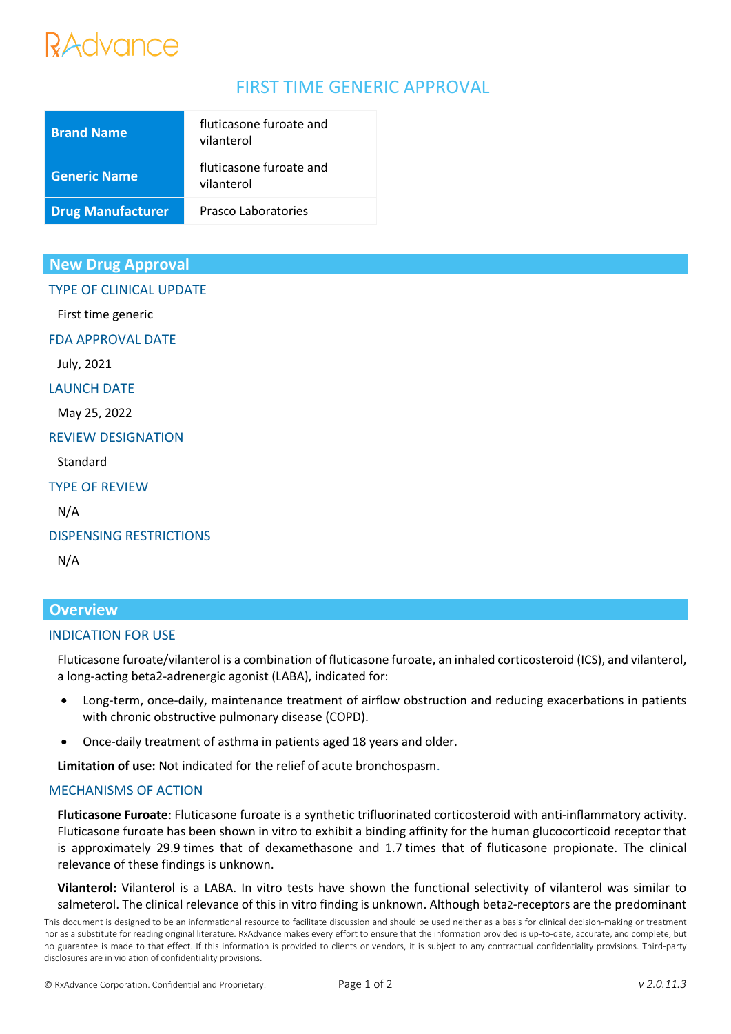RxAdvance

# FIRST TIME GENERIC APPROVAL

| Brand Name | fluticasone furoate and vilanterol |
|---|---|
| Generic Name | fluticasone furoate and vilanterol |
| Drug Manufacturer | Prasco Laboratories |

## New Drug Approval

### TYPE OF CLINICAL UPDATE

First time generic

### FDA APPROVAL DATE

July, 2021

### LAUNCH DATE

May 25, 2022

### REVIEW DESIGNATION

Standard

### TYPE OF REVIEW

N/A

### DISPENSING RESTRICTIONS

N/A

## Overview

### INDICATION FOR USE

Fluticasone furoate/vilanterol is a combination of fluticasone furoate, an inhaled corticosteroid (ICS), and vilanterol, a long-acting beta2-adrenergic agonist (LABA), indicated for:

- Long-term, once-daily, maintenance treatment of airflow obstruction and reducing exacerbations in patients with chronic obstructive pulmonary disease (COPD).
- Once-daily treatment of asthma in patients aged 18 years and older.

**Limitation of use:** Not indicated for the relief of acute bronchospasm.

### MECHANISMS OF ACTION

**Fluticasone Furoate**: Fluticasone furoate is a synthetic trifluorinated corticosteroid with anti-inflammatory activity. Fluticasone furoate has been shown in vitro to exhibit a binding affinity for the human glucocorticoid receptor that is approximately 29.9 times that of dexamethasone and 1.7 times that of fluticasone propionate. The clinical relevance of these findings is unknown.

**Vilanterol:** Vilanterol is a LABA. In vitro tests have shown the functional selectivity of vilanterol was similar to salmeterol. The clinical relevance of this in vitro finding is unknown. Although beta2-receptors are the predominant

This document is designed to be an informational resource to facilitate discussion and should be used neither as a basis for clinical decision-making or treatment nor as a substitute for reading original literature. RxAdvance makes every effort to ensure that the information provided is up-to-date, accurate, and complete, but no guarantee is made to that effect. If this information is provided to clients or vendors, it is subject to any contractual confidentiality provisions. Third-party disclosures are in violation of confidentiality provisions.

© RxAdvance Corporation. Confidential and Proprietary.

*v 2.0.11.3*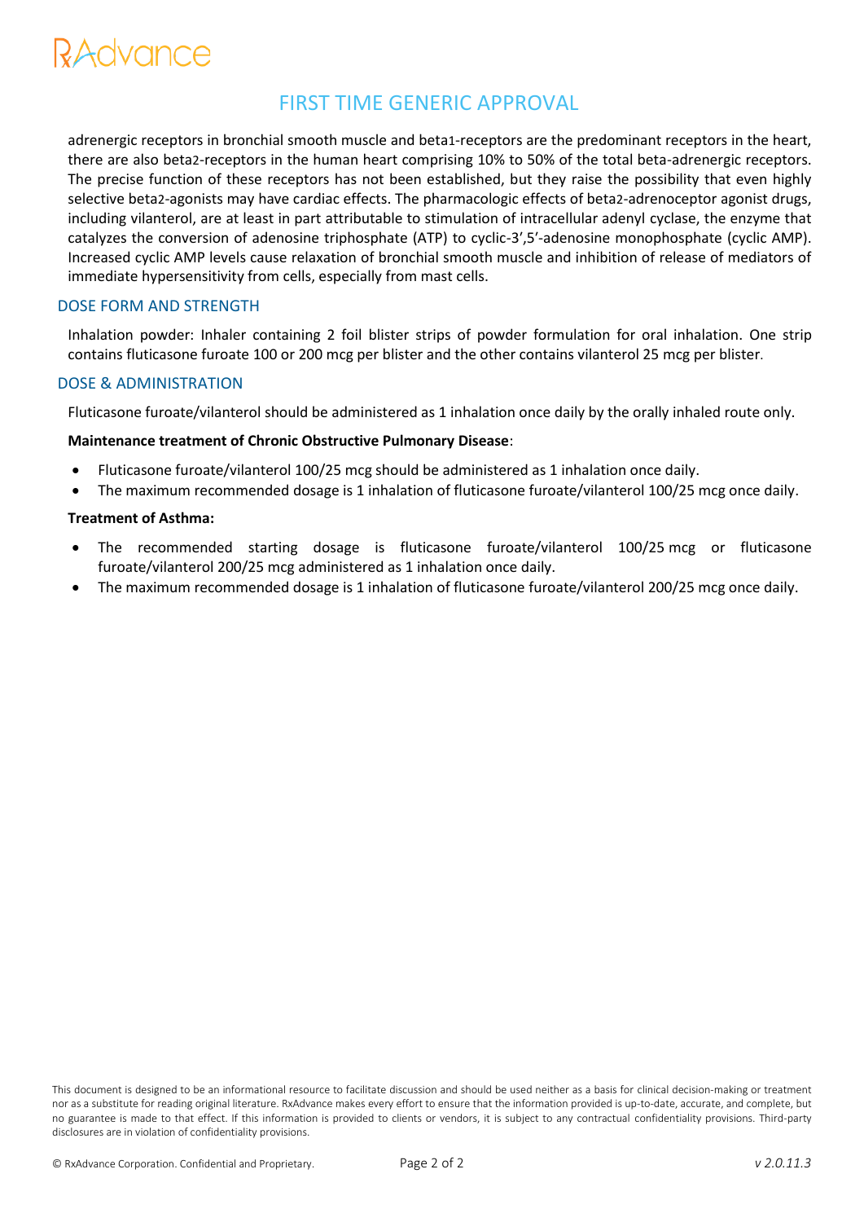adrenergic receptors in bronchial smooth muscle and beta1-receptors are the predominant receptors in the heart, there are also beta2-receptors in the human heart comprising 10% to 50% of the total beta-adrenergic receptors. The precise function of these receptors has not been established, but they raise the possibility that even highly selective beta2-agonists may have cardiac effects. The pharmacologic effects of beta2-adrenoceptor agonist drugs, including vilanterol, are at least in part attributable to stimulation of intracellular adenyl cyclase, the enzyme that catalyzes the conversion of adenosine triphosphate (ATP) to cyclic-3′,5′-adenosine monophosphate (cyclic AMP). Increased cyclic AMP levels cause relaxation of bronchial smooth muscle and inhibition of release of mediators of immediate hypersensitivity from cells, especially from mast cells.

## DOSE FORM AND STRENGTH

Inhalation powder: Inhaler containing 2 foil blister strips of powder formulation for oral inhalation. One strip contains fluticasone furoate 100 or 200 mcg per blister and the other contains vilanterol 25 mcg per blister.

## DOSE & ADMINISTRATION

Fluticasone furoate/vilanterol should be administered as 1 inhalation once daily by the orally inhaled route only.

**Maintenance treatment of Chronic Obstructive Pulmonary Disease**:

- Fluticasone furoate/vilanterol 100/25 mcg should be administered as 1 inhalation once daily.
- The maximum recommended dosage is 1 inhalation of fluticasone furoate/vilanterol 100/25 mcg once daily.

**Treatment of Asthma:**

- The recommended starting dosage is fluticasone furoate/vilanterol 100/25 mcg or fluticasone furoate/vilanterol 200/25 mcg administered as 1 inhalation once daily.
- The maximum recommended dosage is 1 inhalation of fluticasone furoate/vilanterol 200/25 mcg once daily.

This document is designed to be an informational resource to facilitate discussion and should be used neither as a basis for clinical decision-making or treatment nor as a substitute for reading original literature. RxAdvance makes every effort to ensure that the information provided is up-to-date, accurate, and complete, but no guarantee is made to that effect. If this information is provided to clients or vendors, it is subject to any contractual confidentiality provisions. Third-party disclosures are in violation of confidentiality provisions.